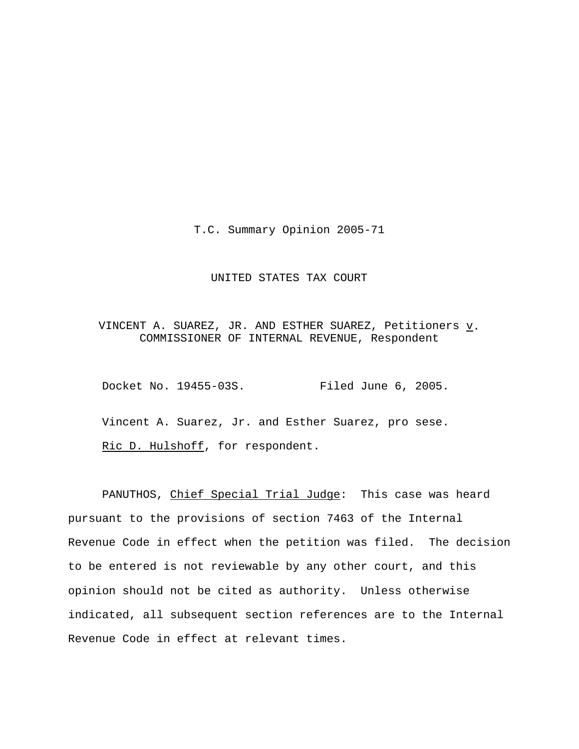T.C. Summary Opinion 2005-71

UNITED STATES TAX COURT

VINCENT A. SUAREZ, JR. AND ESTHER SUAREZ, Petitioners *v*. COMMISSIONER OF INTERNAL REVENUE, Respondent

Docket No. 19455-03S. Filed June 6, 2005.

Vincent A. Suarez, Jr. and Esther Suarez, pro sese.

Ric D. Hulshoff, for respondent.

PANUTHOS, Chief Special Trial Judge: This case was heard pursuant to the provisions of section 7463 of the Internal Revenue Code in effect when the petition was filed. The decision to be entered is not reviewable by any other court, and this opinion should not be cited as authority. Unless otherwise indicated, all subsequent section references are to the Internal Revenue Code in effect at relevant times.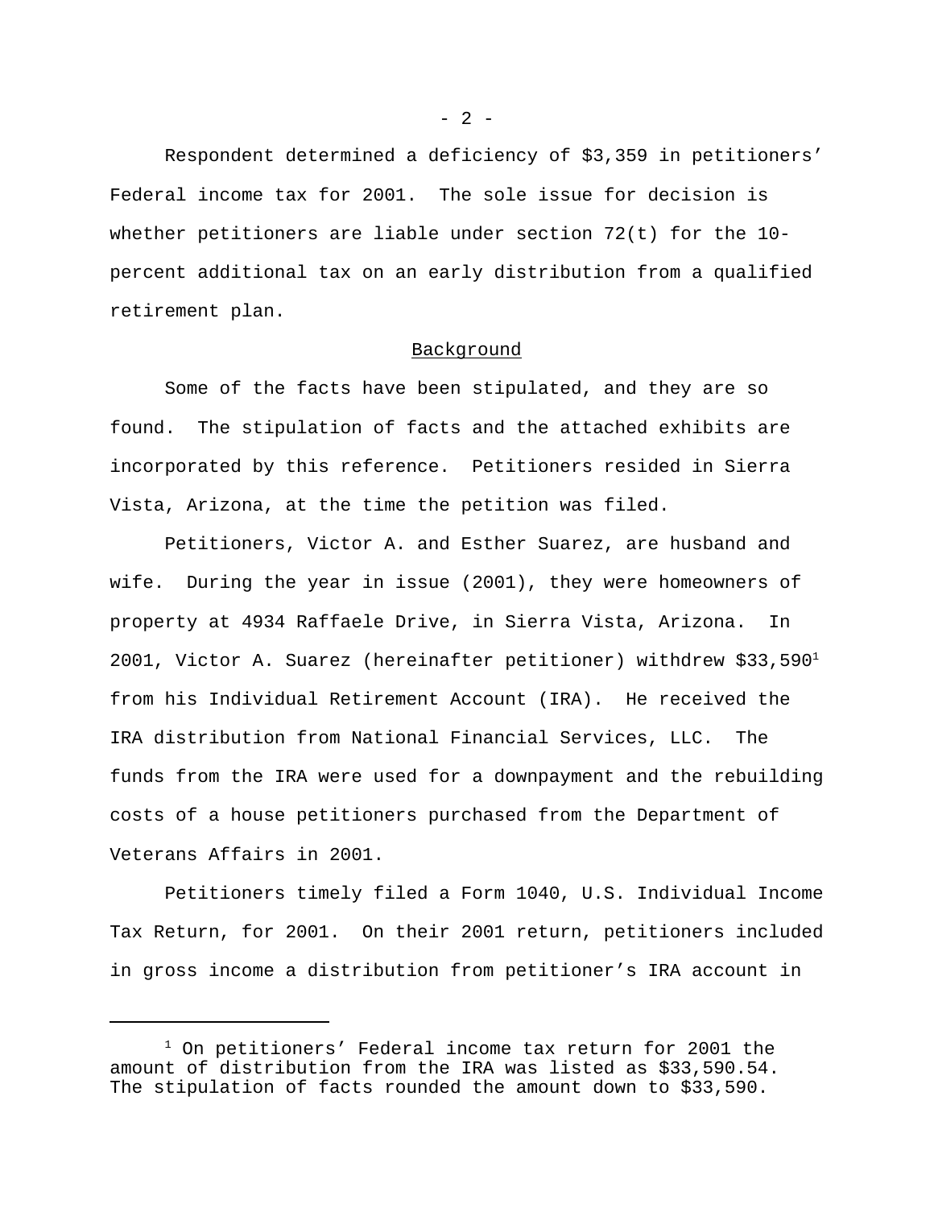Respondent determined a deficiency of $3,359 in petitioners' Federal income tax for 2001. The sole issue for decision is whether petitioners are liable under section 72(t) for the 10-percent additional tax on an early distribution from a qualified retirement plan.

## Background

Some of the facts have been stipulated, and they are so found. The stipulation of facts and the attached exhibits are incorporated by this reference. Petitioners resided in Sierra Vista, Arizona, at the time the petition was filed.

Petitioners, Victor A. and Esther Suarez, are husband and wife. During the year in issue (2001), they were homeowners of property at 4934 Raffaele Drive, in Sierra Vista, Arizona. In 2001, Victor A. Suarez (hereinafter petitioner) withdrew $33,590[1] from his Individual Retirement Account (IRA). He received the IRA distribution from National Financial Services, LLC. The funds from the IRA were used for a downpayment and the rebuilding costs of a house petitioners purchased from the Department of Veterans Affairs in 2001.

Petitioners timely filed a Form 1040, U.S. Individual Income Tax Return, for 2001. On their 2001 return, petitioners included in gross income a distribution from petitioner's IRA account in

---

[1] On petitioners' Federal income tax return for 2001 the amount of distribution from the IRA was listed as $33,590.54. The stipulation of facts rounded the amount down to $33,590.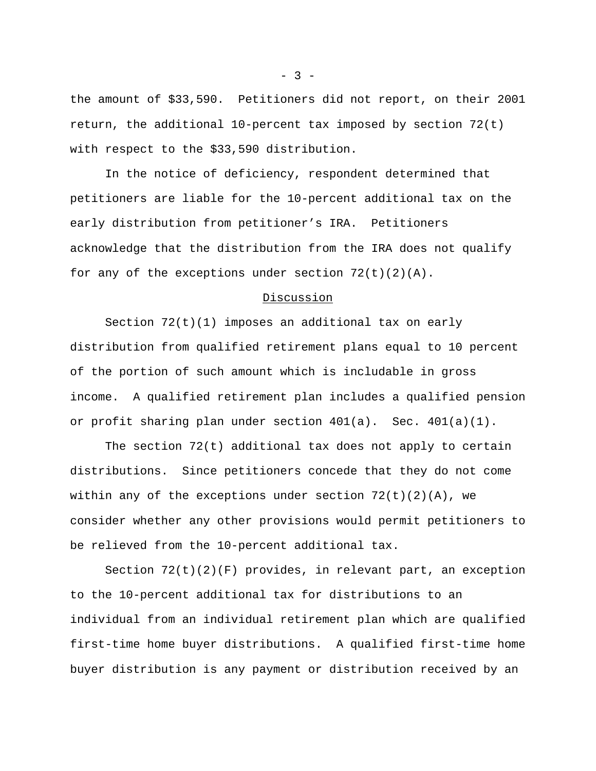the amount of $33,590. Petitioners did not report, on their 2001 return, the additional 10-percent tax imposed by section 72(t) with respect to the $33,590 distribution.

In the notice of deficiency, respondent determined that petitioners are liable for the 10-percent additional tax on the early distribution from petitioner's IRA. Petitioners acknowledge that the distribution from the IRA does not qualify for any of the exceptions under section 72(t)(2)(A).

## Discussion

Section 72(t)(1) imposes an additional tax on early distribution from qualified retirement plans equal to 10 percent of the portion of such amount which is includable in gross income. A qualified retirement plan includes a qualified pension or profit sharing plan under section 401(a). Sec. 401(a)(1).

The section 72(t) additional tax does not apply to certain distributions. Since petitioners concede that they do not come within any of the exceptions under section 72(t)(2)(A), we consider whether any other provisions would permit petitioners to be relieved from the 10-percent additional tax.

Section 72(t)(2)(F) provides, in relevant part, an exception to the 10-percent additional tax for distributions to an individual from an individual retirement plan which are qualified first-time home buyer distributions. A qualified first-time home buyer distribution is any payment or distribution received by an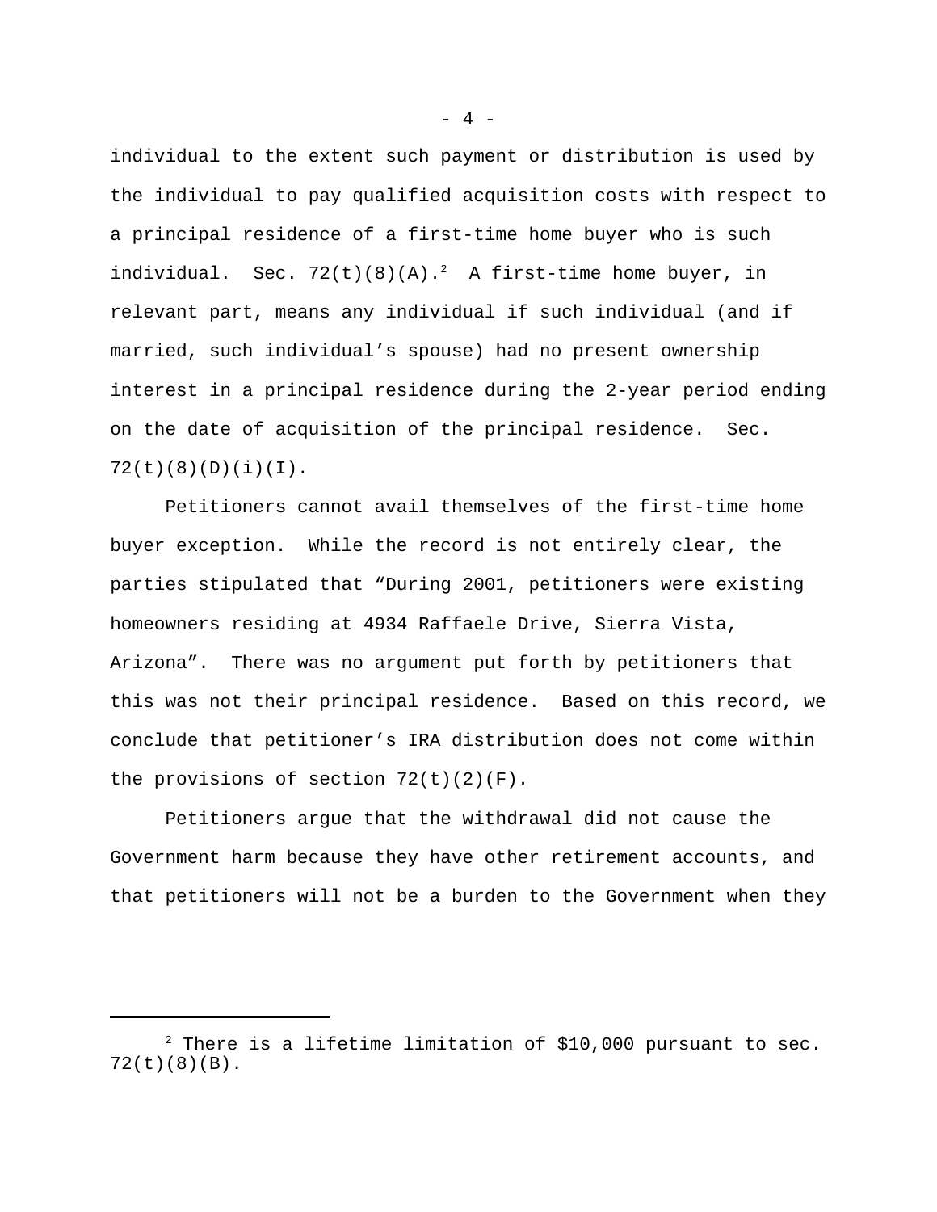individual to the extent such payment or distribution is used by the individual to pay qualified acquisition costs with respect to a principal residence of a first-time home buyer who is such individual. Sec. 72(t)(8)(A).[2] A first-time home buyer, in relevant part, means any individual if such individual (and if married, such individual's spouse) had no present ownership interest in a principal residence during the 2-year period ending on the date of acquisition of the principal residence. Sec. 72(t)(8)(D)(i)(I).

Petitioners cannot avail themselves of the first-time home buyer exception. While the record is not entirely clear, the parties stipulated that "During 2001, petitioners were existing homeowners residing at 4934 Raffaele Drive, Sierra Vista, Arizona". There was no argument put forth by petitioners that this was not their principal residence. Based on this record, we conclude that petitioner's IRA distribution does not come within the provisions of section 72(t)(2)(F).

Petitioners argue that the withdrawal did not cause the Government harm because they have other retirement accounts, and that petitioners will not be a burden to the Government when they

[2] There is a lifetime limitation of $10,000 pursuant to sec. 72(t)(8)(B).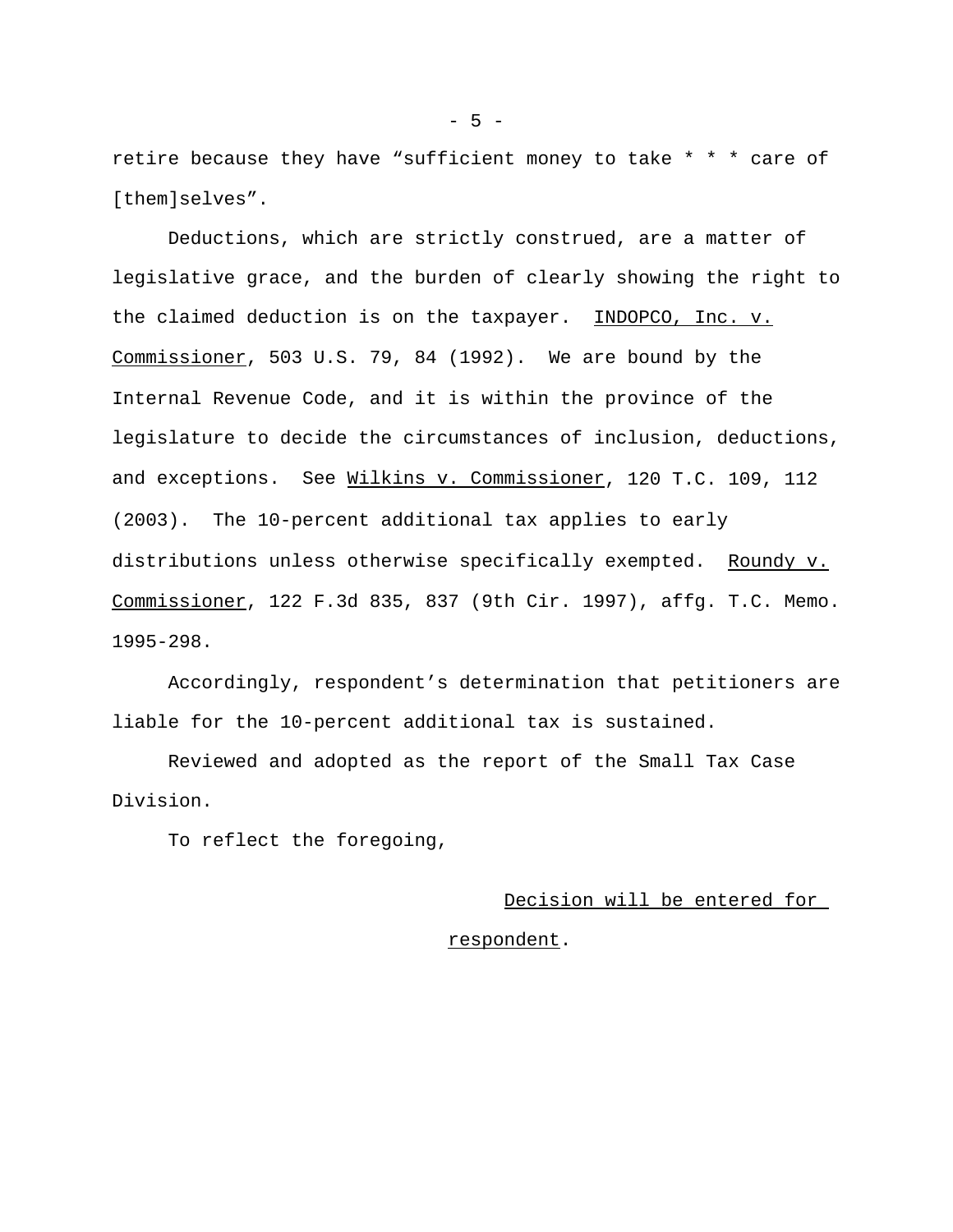retire because they have “sufficient money to take * * * care of [them]selves”.

Deductions, which are strictly construed, are a matter of legislative grace, and the burden of clearly showing the right to the claimed deduction is on the taxpayer. INDOPCO, Inc. v. Commissioner, 503 U.S. 79, 84 (1992). We are bound by the Internal Revenue Code, and it is within the province of the legislature to decide the circumstances of inclusion, deductions, and exceptions. See Wilkins v. Commissioner, 120 T.C. 109, 112 (2003). The 10-percent additional tax applies to early distributions unless otherwise specifically exempted. Roundy v. Commissioner, 122 F.3d 835, 837 (9th Cir. 1997), affg. T.C. Memo. 1995-298.

Accordingly, respondent’s determination that petitioners are liable for the 10-percent additional tax is sustained.

Reviewed and adopted as the report of the Small Tax Case Division.

To reflect the foregoing,

Decision will be entered for respondent.